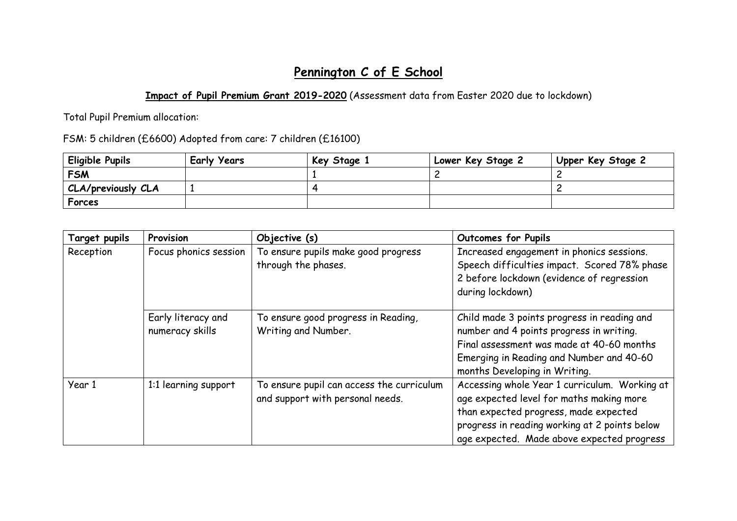# Pennington C of E School

**Impact of Pupil Premium Grant 2019-2020** (Assessment data from Easter 2020 due to lockdown)

Total Pupil Premium allocation:

FSM: 5 children (£6600) Adopted from care: 7 children (£16100)

| Eligible Pupils | Early Years | Key Stage 1 | Lower Key Stage 2 | Upper Key Stage 2 |
|---|---|---|---|---|
| FSM | | 1 | 2 | 2 |
| CLA/previously CLA | 1 | 4 | | 2 |
| Forces | | | | |

| Target pupils | Provision | Objective (s) | Outcomes for Pupils |
|---|---|---|---|
| Reception | Focus phonics session | To ensure pupils make good progress through the phases. | Increased engagement in phonics sessions. Speech difficulties impact. Scored 78% phase 2 before lockdown (evidence of regression during lockdown) |
| | Early literacy and numeracy skills | To ensure good progress in Reading, Writing and Number. | Child made 3 points progress in reading and number and 4 points progress in writing. Final assessment was made at 40-60 months Emerging in Reading and Number and 40-60 months Developing in Writing. |
| Year 1 | 1:1 learning support | To ensure pupil can access the curriculum and support with personal needs. | Accessing whole Year 1 curriculum. Working at age expected level for maths making more than expected progress, made expected progress in reading working at 2 points below age expected. Made above expected progress |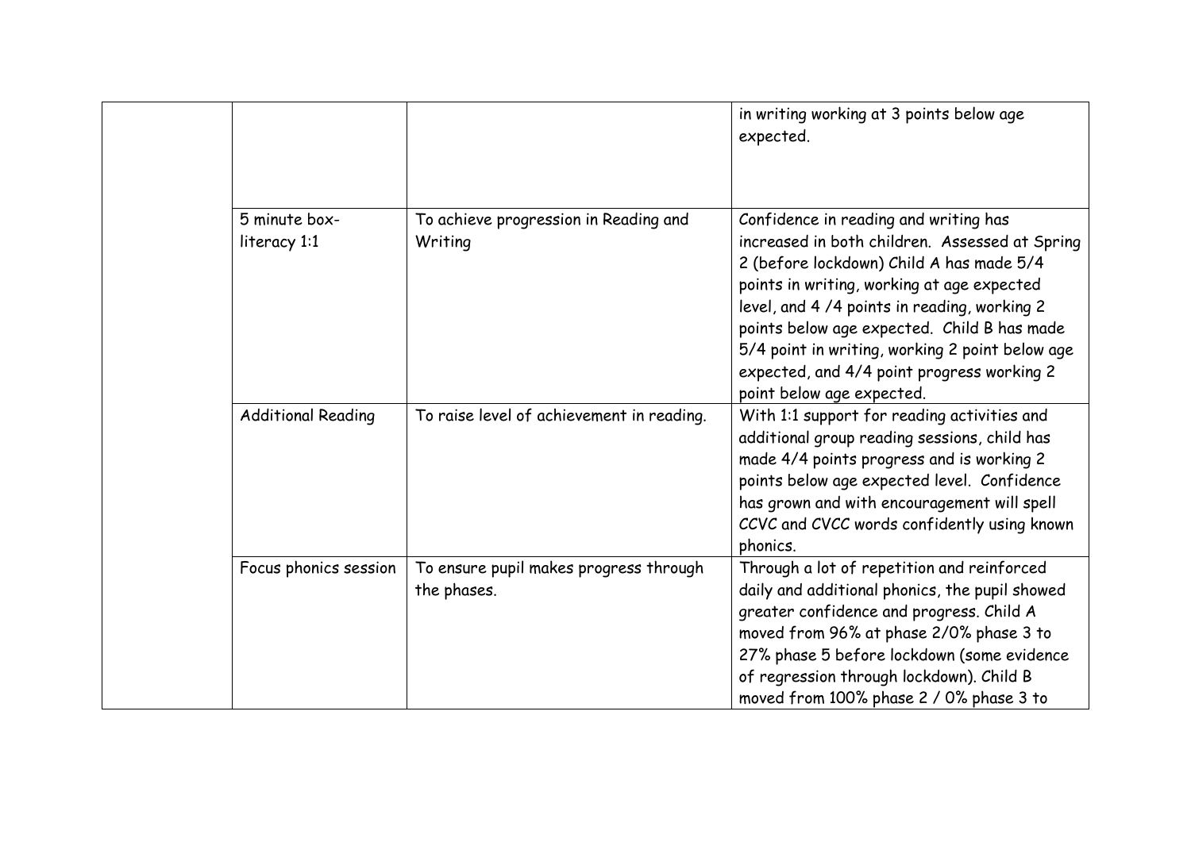|  |  |  | in writing working at 3 points below age expected. |
|---|---|---|---|
|  | 5 minute box-literacy 1:1 | To achieve progression in Reading and Writing | Confidence in reading and writing has increased in both children. Assessed at Spring 2 (before lockdown) Child A has made 5/4 points in writing, working at age expected level, and 4 /4 points in reading, working 2 points below age expected. Child B has made 5/4 point in writing, working 2 point below age expected, and 4/4 point progress working 2 point below age expected. |
|  | Additional Reading | To raise level of achievement in reading. | With 1:1 support for reading activities and additional group reading sessions, child has made 4/4 points progress and is working 2 points below age expected level. Confidence has grown and with encouragement will spell CCVC and CVCC words confidently using known phonics. |
|  | Focus phonics session | To ensure pupil makes progress through the phases. | Through a lot of repetition and reinforced daily and additional phonics, the pupil showed greater confidence and progress. Child A moved from 96% at phase 2/0% phase 3 to 27% phase 5 before lockdown (some evidence of regression through lockdown). Child B moved from 100% phase 2 / 0% phase 3 to |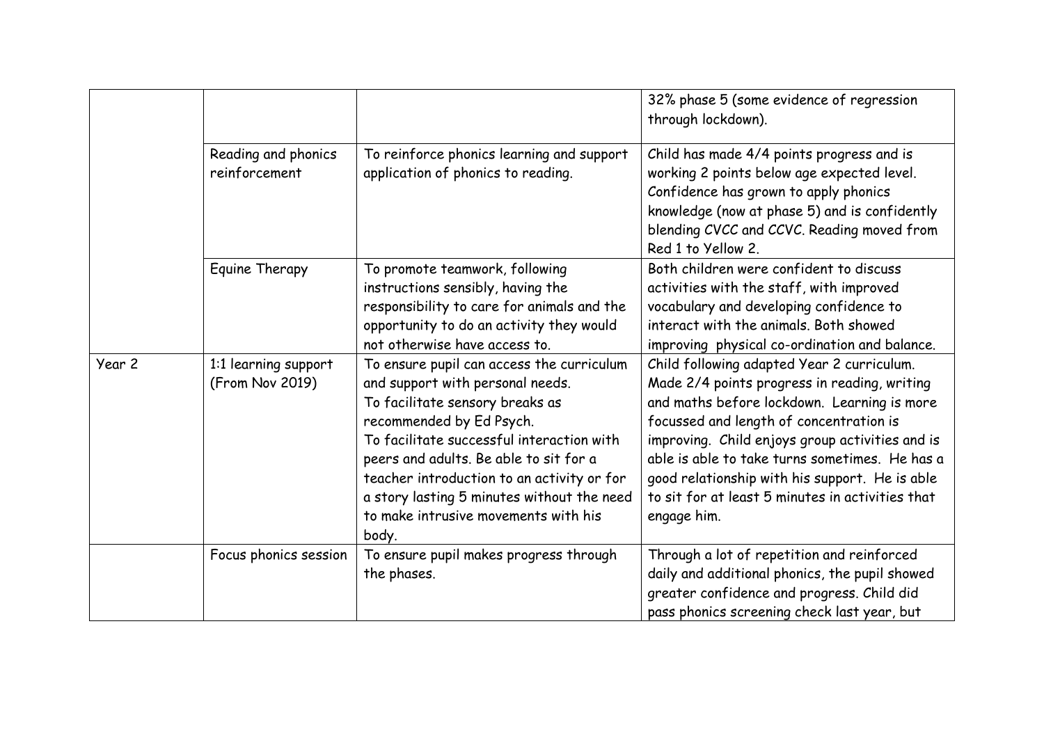| | | | |
|---|---|---|---|
| | | | 32% phase 5 (some evidence of regression through lockdown). |
| | Reading and phonics reinforcement | To reinforce phonics learning and support application of phonics to reading. | Child has made 4/4 points progress and is working 2 points below age expected level. Confidence has grown to apply phonics knowledge (now at phase 5) and is confidently blending CVCC and CCVC. Reading moved from Red 1 to Yellow 2. |
| | Equine Therapy | To promote teamwork, following instructions sensibly, having the responsibility to care for animals and the opportunity to do an activity they would not otherwise have access to. | Both children were confident to discuss activities with the staff, with improved vocabulary and developing confidence to interact with the animals. Both showed improving physical co-ordination and balance. |
| Year 2 | 1:1 learning support (From Nov 2019) | To ensure pupil can access the curriculum and support with personal needs.<br>To facilitate sensory breaks as recommended by Ed Psych.<br>To facilitate successful interaction with peers and adults. Be able to sit for a teacher introduction to an activity or for a story lasting 5 minutes without the need to make intrusive movements with his body. | Child following adapted Year 2 curriculum. Made 2/4 points progress in reading, writing and maths before lockdown. Learning is more focussed and length of concentration is improving. Child enjoys group activities and is able is able to take turns sometimes. He has a good relationship with his support. He is able to sit for at least 5 minutes in activities that engage him. |
| | Focus phonics session | To ensure pupil makes progress through the phases. | Through a lot of repetition and reinforced daily and additional phonics, the pupil showed greater confidence and progress. Child did pass phonics screening check last year, but |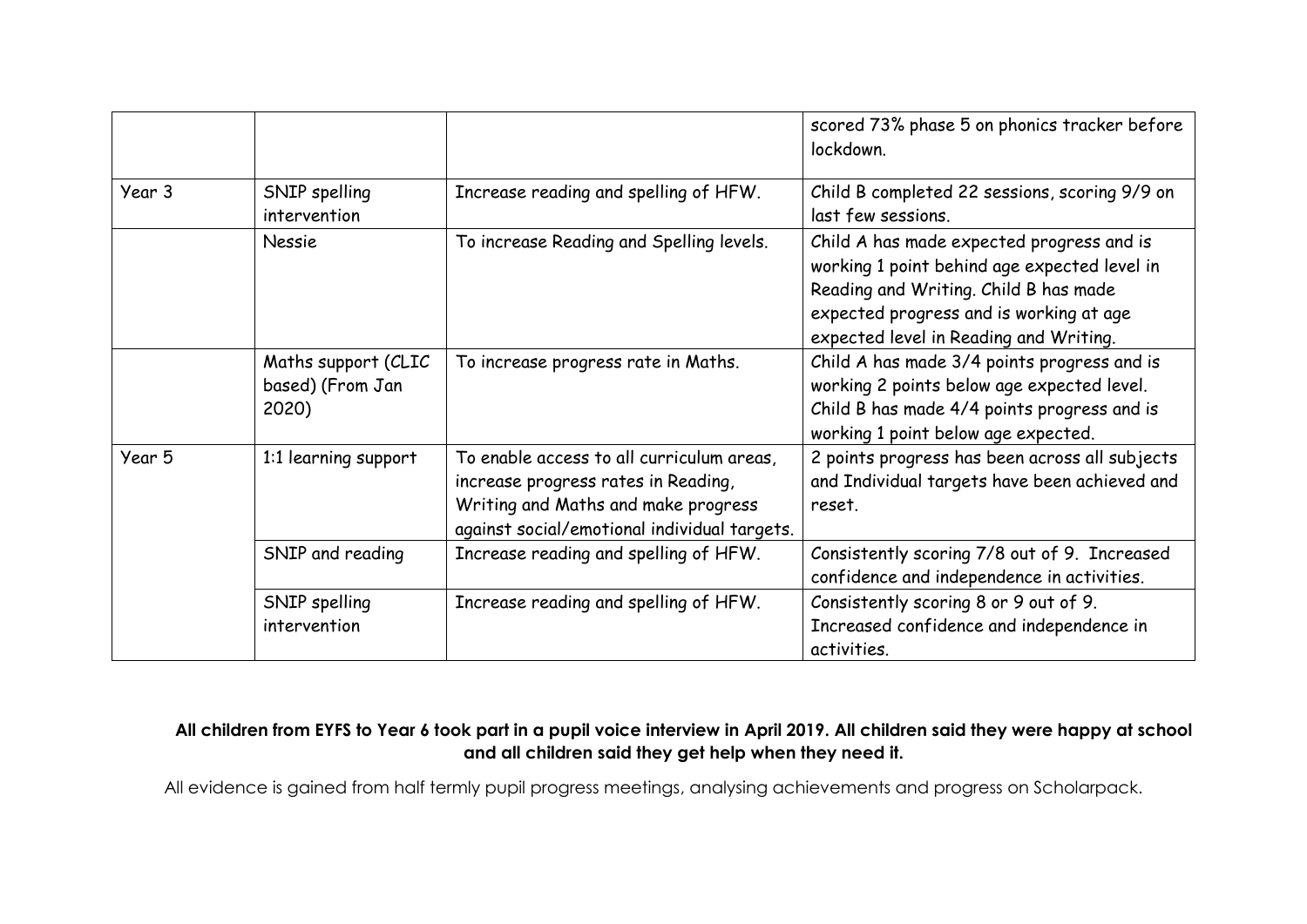| | | | |
|---|---|---|---|
| | | | scored 73% phase 5 on phonics tracker before lockdown. |
| Year 3 | SNIP spelling intervention | Increase reading and spelling of HFW. | Child B completed 22 sessions, scoring 9/9 on last few sessions. |
| | Nessie | To increase Reading and Spelling levels. | Child A has made expected progress and is working 1 point behind age expected level in Reading and Writing. Child B has made expected progress and is working at age expected level in Reading and Writing. |
| | Maths support (CLIC based) (From Jan 2020) | To increase progress rate in Maths. | Child A has made 3/4 points progress and is working 2 points below age expected level. Child B has made 4/4 points progress and is working 1 point below age expected. |
| Year 5 | 1:1 learning support | To enable access to all curriculum areas, increase progress rates in Reading, Writing and Maths and make progress against social/emotional individual targets. | 2 points progress has been across all subjects and Individual targets have been achieved and reset. |
| | SNIP and reading | Increase reading and spelling of HFW. | Consistently scoring 7/8 out of 9. Increased confidence and independence in activities. |
| | SNIP spelling intervention | Increase reading and spelling of HFW. | Consistently scoring 8 or 9 out of 9. Increased confidence and independence in activities. |

**All children from EYFS to Year 6 took part in a pupil voice interview in April 2019. All children said they were happy at school and all children said they get help when they need it.**

All evidence is gained from half termly pupil progress meetings, analysing achievements and progress on Scholarpack.